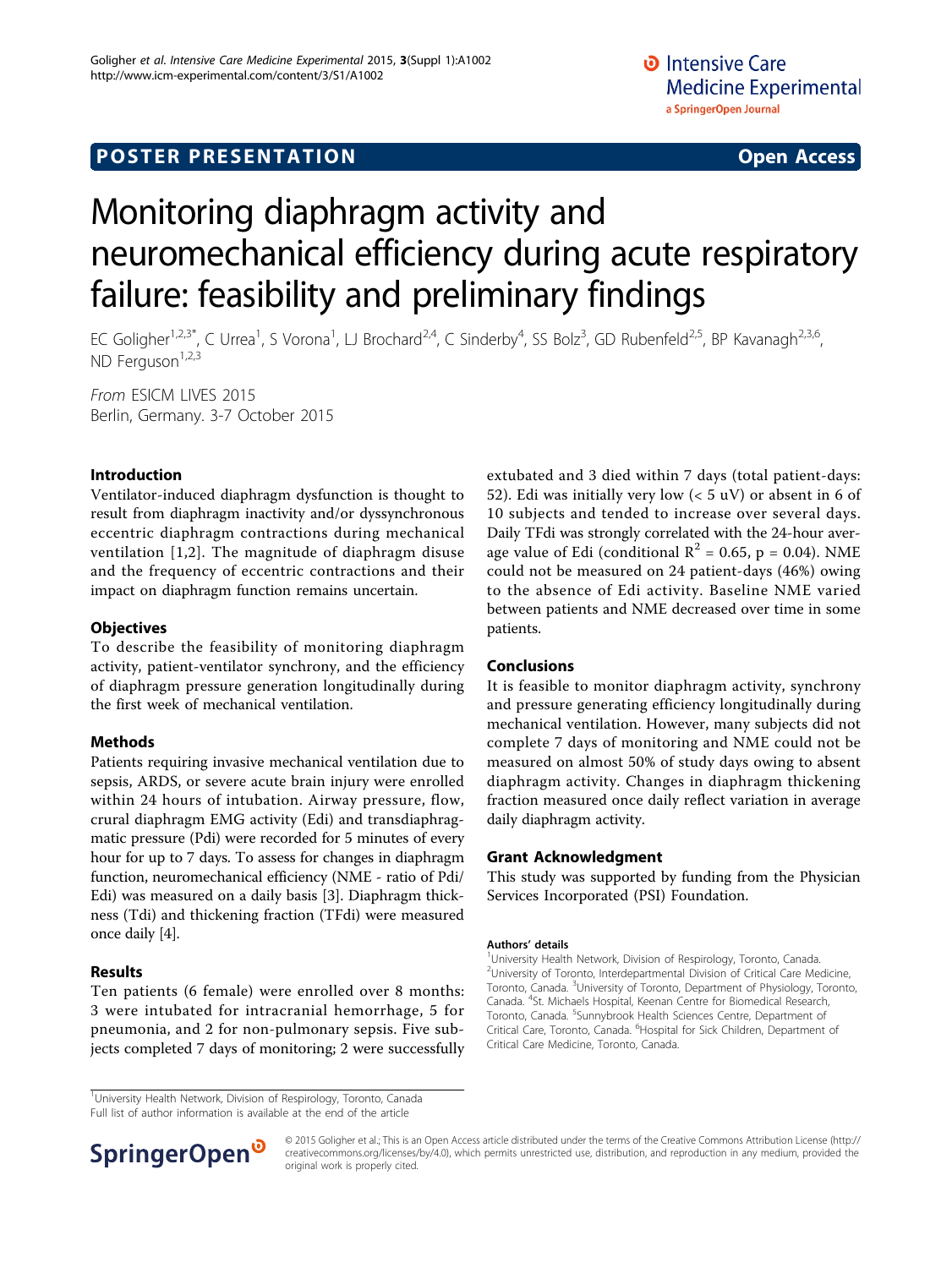**POSTER PRESENTATION** **Open Access**

# Monitoring diaphragm activity and neuromechanical efficiency during acute respiratory failure: feasibility and preliminary findings

EC Goligher[1,2,3*], C Urrea[1], S Vorona[1], LJ Brochard[2,4], C Sinderby[4], SS Bolz[3], GD Rubenfeld[2,5], BP Kavanagh[2,3,6], ND Ferguson[1,2,3]

*From* ESICM LIVES 2015
Berlin, Germany. 3-7 October 2015

## Introduction

Ventilator-induced diaphragm dysfunction is thought to result from diaphragm inactivity and/or dyssynchronous eccentric diaphragm contractions during mechanical ventilation [1,2]. The magnitude of diaphragm disuse and the frequency of eccentric contractions and their impact on diaphragm function remains uncertain.

## Objectives

To describe the feasibility of monitoring diaphragm activity, patient-ventilator synchrony, and the efficiency of diaphragm pressure generation longitudinally during the first week of mechanical ventilation.

## Methods

Patients requiring invasive mechanical ventilation due to sepsis, ARDS, or severe acute brain injury were enrolled within 24 hours of intubation. Airway pressure, flow, crural diaphragm EMG activity (Edi) and transdiaphragmatic pressure (Pdi) were recorded for 5 minutes of every hour for up to 7 days. To assess for changes in diaphragm function, neuromechanical efficiency (NME - ratio of Pdi/Edi) was measured on a daily basis [3]. Diaphragm thickness (Tdi) and thickening fraction (TFdi) were measured once daily [4].

## Results

Ten patients (6 female) were enrolled over 8 months: 3 were intubated for intracranial hemorrhage, 5 for pneumonia, and 2 for non-pulmonary sepsis. Five subjects completed 7 days of monitoring; 2 were successfully extubated and 3 died within 7 days (total patient-days: 52). Edi was initially very low (< 5 uV) or absent in 6 of 10 subjects and tended to increase over several days. Daily TFdi was strongly correlated with the 24-hour average value of Edi (conditional $R^2 = 0.65$, $p = 0.04$). NME could not be measured on 24 patient-days (46%) owing to the absence of Edi activity. Baseline NME varied between patients and NME decreased over time in some patients.

## Conclusions

It is feasible to monitor diaphragm activity, synchrony and pressure generating efficiency longitudinally during mechanical ventilation. However, many subjects did not complete 7 days of monitoring and NME could not be measured on almost 50% of study days owing to absent diaphragm activity. Changes in diaphragm thickening fraction measured once daily reflect variation in average daily diaphragm activity.

## Grant Acknowledgment

This study was supported by funding from the Physician Services Incorporated (PSI) Foundation.

#### Authors' details

[1]University Health Network, Division of Respirology, Toronto, Canada. [2]University of Toronto, Interdepartmental Division of Critical Care Medicine, Toronto, Canada. [3]University of Toronto, Department of Physiology, Toronto, Canada. [4]St. Michaels Hospital, Keenan Centre for Biomedical Research, Toronto, Canada. [5]Sunnybrook Health Sciences Centre, Department of Critical Care, Toronto, Canada. [6]Hospital for Sick Children, Department of Critical Care Medicine, Toronto, Canada.

[1]University Health Network, Division of Respirology, Toronto, Canada
Full list of author information is available at the end of the article

© 2015 Goligher et al.; This is an Open Access article distributed under the terms of the Creative Commons Attribution License (http://creativecommons.org/licenses/by/4.0), which permits unrestricted use, distribution, and reproduction in any medium, provided the original work is properly cited.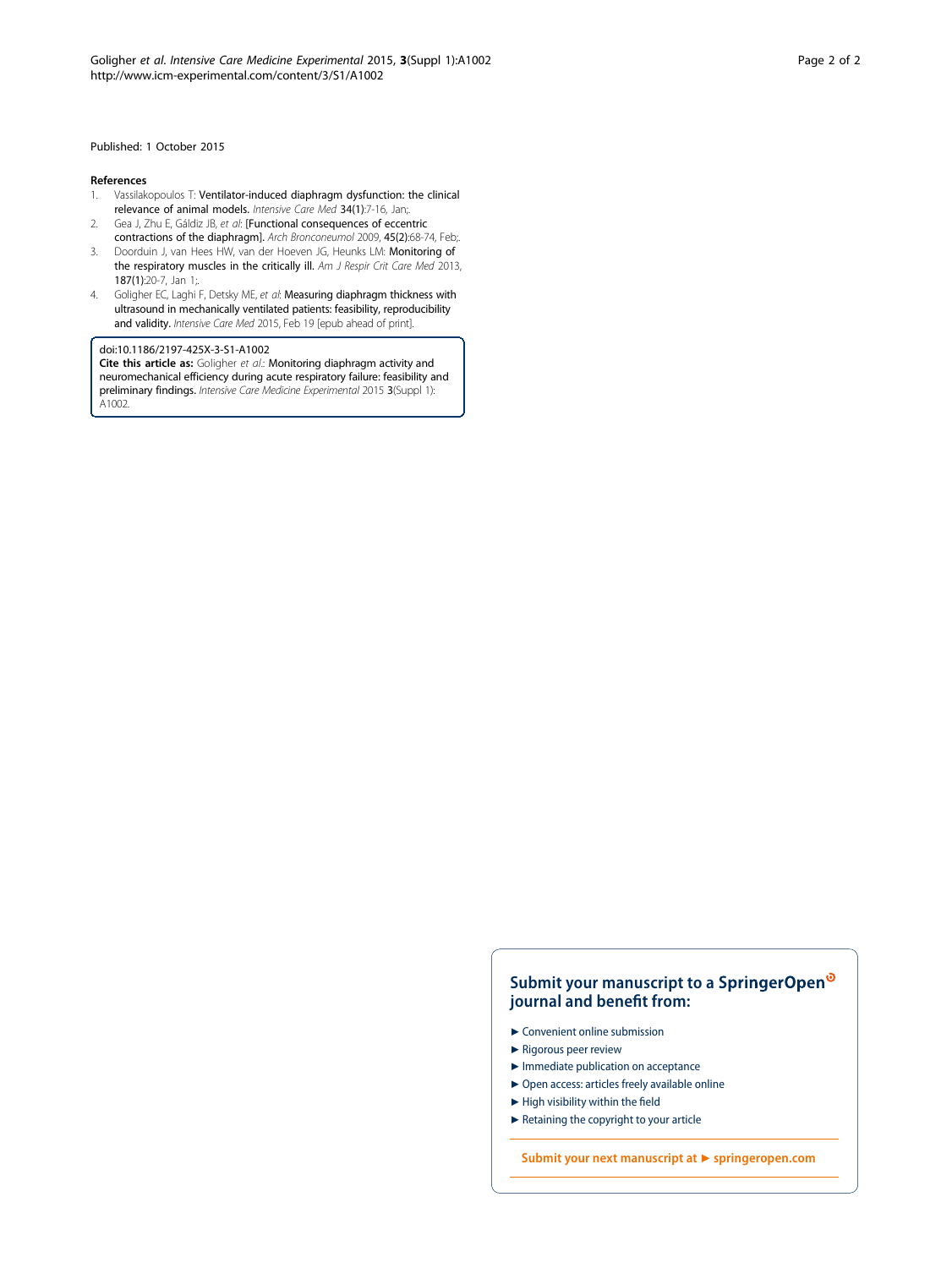Published: 1 October 2015

### References

1. Vassilakopoulos T: **Ventilator-induced diaphragm dysfunction: the clinical relevance of animal models.** *Intensive Care Med* **34(1)**:7-16, Jan;.
2. Gea J, Zhu E, Gáldiz JB, *et al*: **[Functional consequences of eccentric contractions of the diaphragm].** *Arch Bronconeumol* 2009, **45(2)**:68-74, Feb;.
3. Doorduin J, van Hees HW, van der Hoeven JG, Heunks LM: **Monitoring of the respiratory muscles in the critically ill.** *Am J Respir Crit Care Med* 2013, **187(1)**:20-7, Jan 1;.
4. Goligher EC, Laghi F, Detsky ME, *et al*: **Measuring diaphragm thickness with ultrasound in mechanically ventilated patients: feasibility, reproducibility and validity.** *Intensive Care Med* 2015, Feb 19 [epub ahead of print].

doi:10.1186/2197-425X-3-S1-A1002
**Cite this article as:** Goligher *et al.*: **Monitoring diaphragm activity and neuromechanical efficiency during acute respiratory failure: feasibility and preliminary findings.** *Intensive Care Medicine Experimental* 2015 **3**(Suppl 1): A1002.

**Submit your manuscript to a SpringerOpen journal and benefit from:**

- ► Convenient online submission
- ► Rigorous peer review
- ► Immediate publication on acceptance
- ► Open access: articles freely available online
- ► High visibility within the field
- ► Retaining the copyright to your article

**Submit your next manuscript at ► springeropen.com**